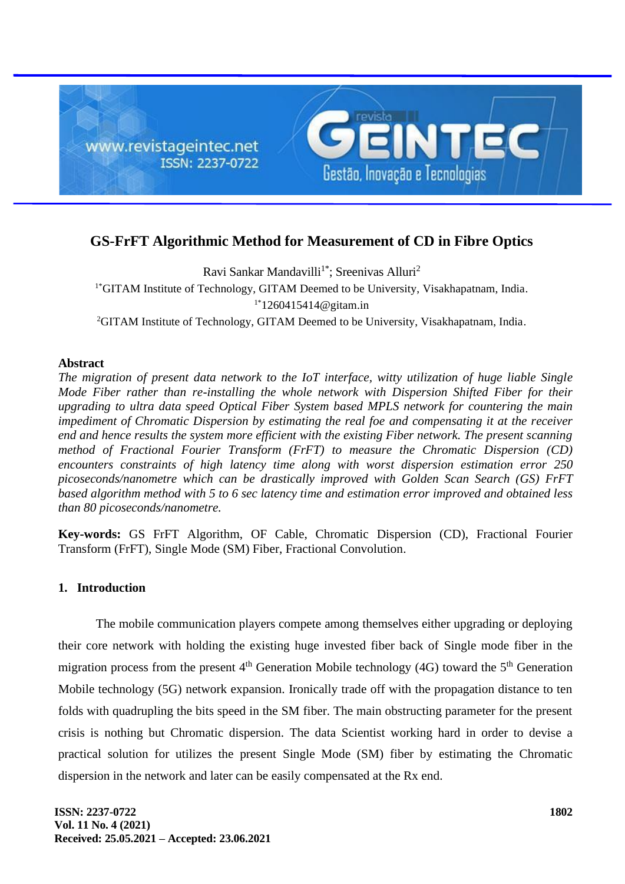# GS-FrFT Algorithmic Method for Measurement of CD in Fibre Optics

Ravi Sankar Mandavilli[1*]; Sreenivas Alluri[2]

[1*]GITAM Institute of Technology, GITAM Deemed to be University, Visakhapatnam, India.
[1*]1260415414@gitam.in

[2]GITAM Institute of Technology, GITAM Deemed to be University, Visakhapatnam, India.

## Abstract

*The migration of present data network to the IoT interface, witty utilization of huge liable Single Mode Fiber rather than re-installing the whole network with Dispersion Shifted Fiber for their upgrading to ultra data speed Optical Fiber System based MPLS network for countering the main impediment of Chromatic Dispersion by estimating the real foe and compensating it at the receiver end and hence results the system more efficient with the existing Fiber network. The present scanning method of Fractional Fourier Transform (FrFT) to measure the Chromatic Dispersion (CD) encounters constraints of high latency time along with worst dispersion estimation error 250 picoseconds/nanometre which can be drastically improved with Golden Scan Search (GS) FrFT based algorithm method with 5 to 6 sec latency time and estimation error improved and obtained less than 80 picoseconds/nanometre.*

**Key-words:** GS FrFT Algorithm, OF Cable, Chromatic Dispersion (CD), Fractional Fourier Transform (FrFT), Single Mode (SM) Fiber, Fractional Convolution.

## 1. Introduction

The mobile communication players compete among themselves either upgrading or deploying their core network with holding the existing huge invested fiber back of Single mode fiber in the migration process from the present 4$^{th}$ Generation Mobile technology (4G) toward the 5$^{th}$ Generation Mobile technology (5G) network expansion. Ironically trade off with the propagation distance to ten folds with quadrupling the bits speed in the SM fiber. The main obstructing parameter for the present crisis is nothing but Chromatic dispersion. The data Scientist working hard in order to devise a practical solution for utilizes the present Single Mode (SM) fiber by estimating the Chromatic dispersion in the network and later can be easily compensated at the Rx end.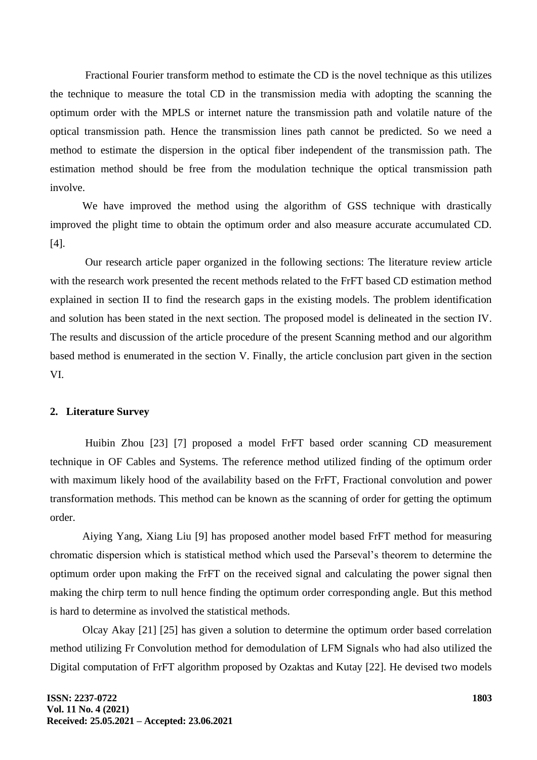Fractional Fourier transform method to estimate the CD is the novel technique as this utilizes the technique to measure the total CD in the transmission media with adopting the scanning the optimum order with the MPLS or internet nature the transmission path and volatile nature of the optical transmission path. Hence the transmission lines path cannot be predicted. So we need a method to estimate the dispersion in the optical fiber independent of the transmission path. The estimation method should be free from the modulation technique the optical transmission path involve.

We have improved the method using the algorithm of GSS technique with drastically improved the plight time to obtain the optimum order and also measure accurate accumulated CD. [4].

Our research article paper organized in the following sections: The literature review article with the research work presented the recent methods related to the FrFT based CD estimation method explained in section II to find the research gaps in the existing models. The problem identification and solution has been stated in the next section. The proposed model is delineated in the section IV. The results and discussion of the article procedure of the present Scanning method and our algorithm based method is enumerated in the section V. Finally, the article conclusion part given in the section VI.

## 2. Literature Survey

Huibin Zhou [23] [7] proposed a model FrFT based order scanning CD measurement technique in OF Cables and Systems. The reference method utilized finding of the optimum order with maximum likely hood of the availability based on the FrFT, Fractional convolution and power transformation methods. This method can be known as the scanning of order for getting the optimum order.

Aiying Yang, Xiang Liu [9] has proposed another model based FrFT method for measuring chromatic dispersion which is statistical method which used the Parseval's theorem to determine the optimum order upon making the FrFT on the received signal and calculating the power signal then making the chirp term to null hence finding the optimum order corresponding angle. But this method is hard to determine as involved the statistical methods.

Olcay Akay [21] [25] has given a solution to determine the optimum order based correlation method utilizing Fr Convolution method for demodulation of LFM Signals who had also utilized the Digital computation of FrFT algorithm proposed by Ozaktas and Kutay [22]. He devised two models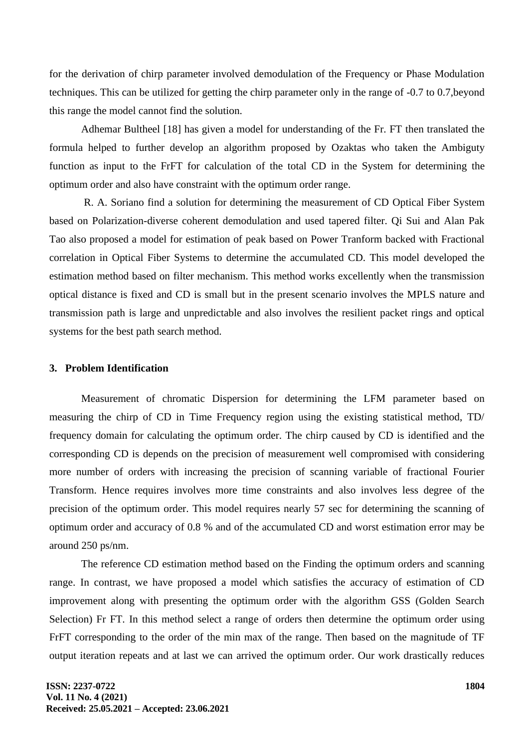for the derivation of chirp parameter involved demodulation of the Frequency or Phase Modulation techniques. This can be utilized for getting the chirp parameter only in the range of -0.7 to 0.7,beyond this range the model cannot find the solution.

Adhemar Bultheel [18] has given a model for understanding of the Fr. FT then translated the formula helped to further develop an algorithm proposed by Ozaktas who taken the Ambiguty function as input to the FrFT for calculation of the total CD in the System for determining the optimum order and also have constraint with the optimum order range.

R. A. Soriano find a solution for determining the measurement of CD Optical Fiber System based on Polarization-diverse coherent demodulation and used tapered filter. Qi Sui and Alan Pak Tao also proposed a model for estimation of peak based on Power Tranform backed with Fractional correlation in Optical Fiber Systems to determine the accumulated CD. This model developed the estimation method based on filter mechanism. This method works excellently when the transmission optical distance is fixed and CD is small but in the present scenario involves the MPLS nature and transmission path is large and unpredictable and also involves the resilient packet rings and optical systems for the best path search method.

## 3. Problem Identification

Measurement of chromatic Dispersion for determining the LFM parameter based on measuring the chirp of CD in Time Frequency region using the existing statistical method, TD/ frequency domain for calculating the optimum order. The chirp caused by CD is identified and the corresponding CD is depends on the precision of measurement well compromised with considering more number of orders with increasing the precision of scanning variable of fractional Fourier Transform. Hence requires involves more time constraints and also involves less degree of the precision of the optimum order. This model requires nearly 57 sec for determining the scanning of optimum order and accuracy of 0.8 % and of the accumulated CD and worst estimation error may be around 250 ps/nm.

The reference CD estimation method based on the Finding the optimum orders and scanning range. In contrast, we have proposed a model which satisfies the accuracy of estimation of CD improvement along with presenting the optimum order with the algorithm GSS (Golden Search Selection) Fr FT. In this method select a range of orders then determine the optimum order using FrFT corresponding to the order of the min max of the range. Then based on the magnitude of TF output iteration repeats and at last we can arrived the optimum order. Our work drastically reduces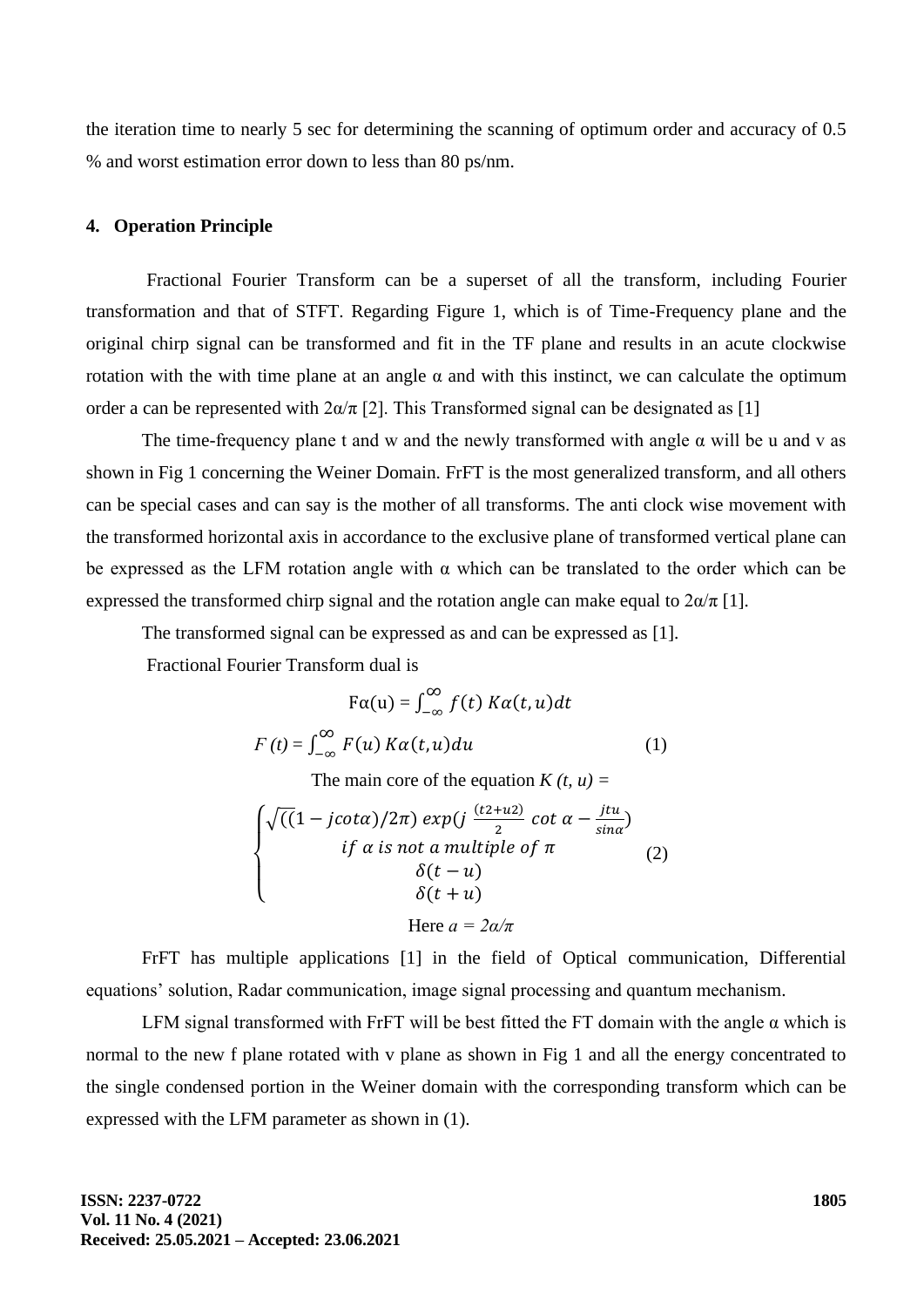the iteration time to nearly 5 sec for determining the scanning of optimum order and accuracy of 0.5 % and worst estimation error down to less than 80 ps/nm.

## 4. Operation Principle

Fractional Fourier Transform can be a superset of all the transform, including Fourier transformation and that of STFT. Regarding Figure 1, which is of Time-Frequency plane and the original chirp signal can be transformed and fit in the TF plane and results in an acute clockwise rotation with the with time plane at an angle $\alpha$ and with this instinct, we can calculate the optimum order a can be represented with $2\alpha/\pi$ [2]. This Transformed signal can be designated as [1]

The time-frequency plane t and w and the newly transformed with angle $\alpha$ will be u and v as shown in Fig 1 concerning the Weiner Domain. FrFT is the most generalized transform, and all others can be special cases and can say is the mother of all transforms. The anti clock wise movement with the transformed horizontal axis in accordance to the exclusive plane of transformed vertical plane can be expressed as the LFM rotation angle with $\alpha$ which can be translated to the order which can be expressed the transformed chirp signal and the rotation angle can make equal to $2\alpha/\pi$ [1].

The transformed signal can be expressed as and can be expressed as [1].

Fractional Fourier Transform dual is

$$F\alpha(u) = \int_{-\infty}^{\infty} f(t)\, K\alpha(t,u)dt$$

$$F(t) = \int_{-\infty}^{\infty} F(u)\, K\alpha(t,u)du \qquad (1)$$

The main core of the equation $K(t, u) =$

$$\begin{cases} \sqrt{((1 - jcot\alpha)/2\pi)}\; exp(j\,\frac{(t2+u2)}{2}\,cot\,\alpha - \frac{jtu}{sin\alpha}) \\ if\ \alpha\ is\ not\ a\ multiple\ of\ \pi \\ \delta(t-u) \\ \delta(t+u) \end{cases} \qquad (2)$$

Here $a = 2\alpha/\pi$

FrFT has multiple applications [1] in the field of Optical communication, Differential equations' solution, Radar communication, image signal processing and quantum mechanism.

LFM signal transformed with FrFT will be best fitted the FT domain with the angle $\alpha$ which is normal to the new f plane rotated with v plane as shown in Fig 1 and all the energy concentrated to the single condensed portion in the Weiner domain with the corresponding transform which can be expressed with the LFM parameter as shown in (1).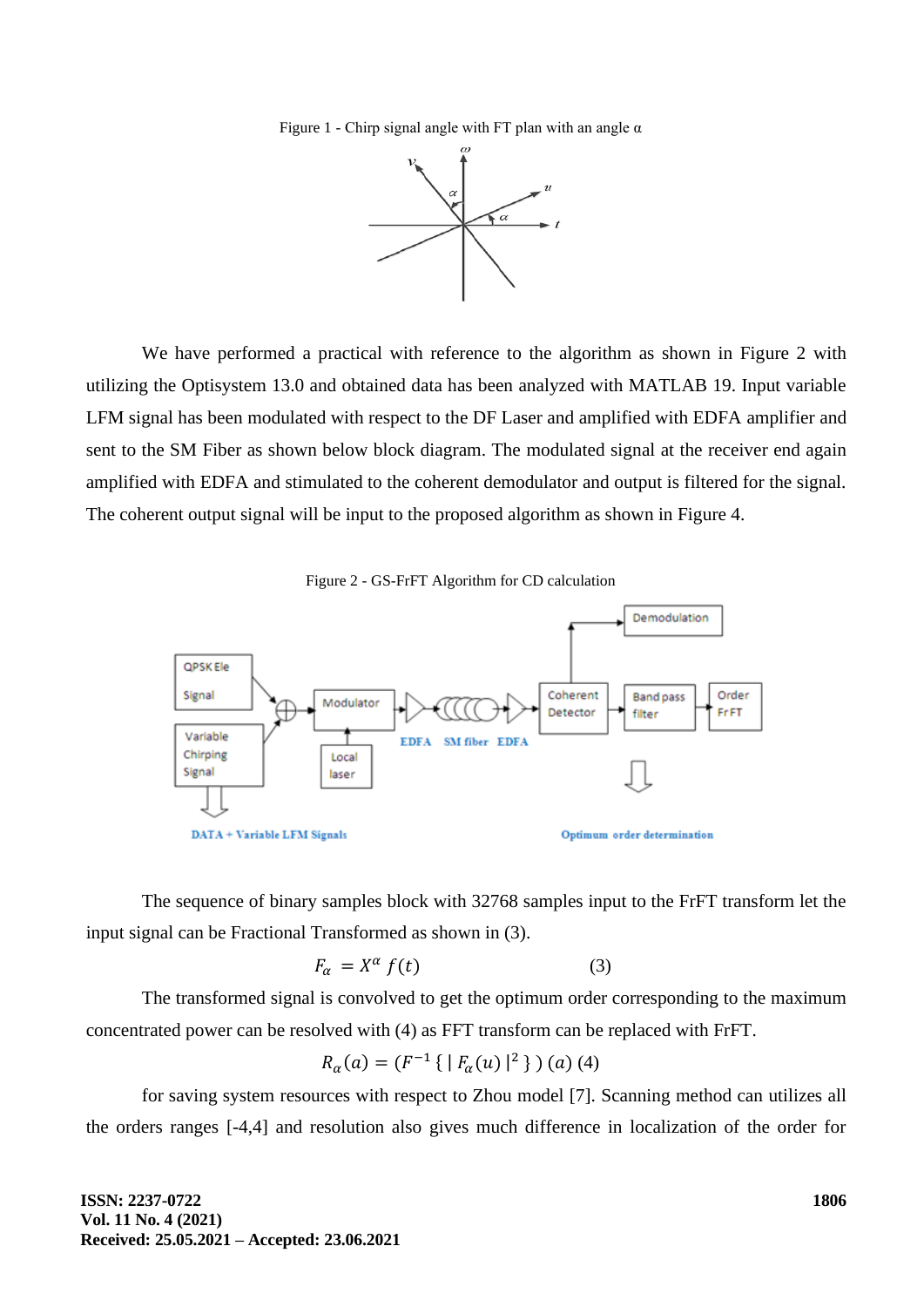Figure 1 - Chirp signal angle with FT plan with an angle α

We have performed a practical with reference to the algorithm as shown in Figure 2 with utilizing the Optisystem 13.0 and obtained data has been analyzed with MATLAB 19. Input variable LFM signal has been modulated with respect to the DF Laser and amplified with EDFA amplifier and sent to the SM Fiber as shown below block diagram. The modulated signal at the receiver end again amplified with EDFA and stimulated to the coherent demodulator and output is filtered for the signal. The coherent output signal will be input to the proposed algorithm as shown in Figure 4.

Figure 2 - GS-FrFT Algorithm for CD calculation

The sequence of binary samples block with 32768 samples input to the FrFT transform let the input signal can be Fractional Transformed as shown in (3).

$$F_{\alpha} = X^{\alpha} f(t) \qquad (3)$$

The transformed signal is convolved to get the optimum order corresponding to the maximum concentrated power can be resolved with (4) as FFT transform can be replaced with FrFT.

$$R_{\alpha}(a) = (F^{-1}\{ | F_{\alpha}(u) |^{2} \})(a) \quad (4)$$

for saving system resources with respect to Zhou model [7]. Scanning method can utilizes all the orders ranges [-4,4] and resolution also gives much difference in localization of the order for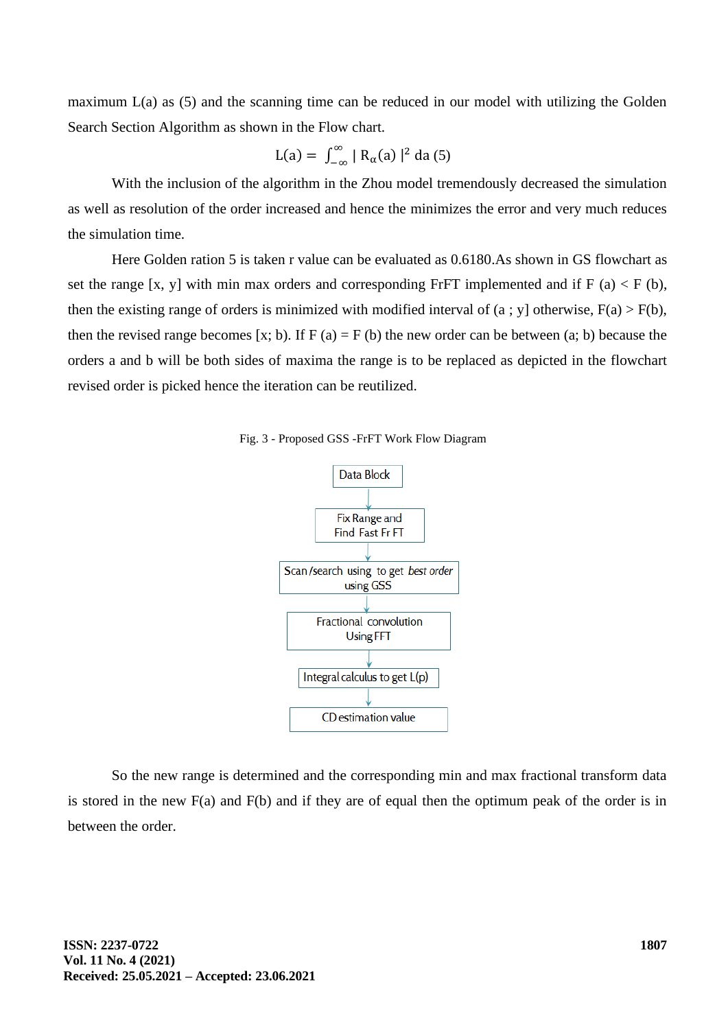maximum L(a) as (5) and the scanning time can be reduced in our model with utilizing the Golden Search Section Algorithm as shown in the Flow chart.

$$L(a) = \int_{-\infty}^{\infty} | R_{\alpha}(a) |^2 \, da \quad (5)$$

With the inclusion of the algorithm in the Zhou model tremendously decreased the simulation as well as resolution of the order increased and hence the minimizes the error and very much reduces the simulation time.

Here Golden ration 5 is taken r value can be evaluated as 0.6180.As shown in GS flowchart as set the range [x, y] with min max orders and corresponding FrFT implemented and if F (a) < F (b), then the existing range of orders is minimized with modified interval of (a ; y] otherwise, F(a) > F(b), then the revised range becomes [x; b). If F (a) = F (b) the new order can be between (a; b) because the orders a and b will be both sides of maxima the range is to be replaced as depicted in the flowchart revised order is picked hence the iteration can be reutilized.

Fig. 3 - Proposed GSS -FrFT Work Flow Diagram

Data Block
↓
Fix Range and Find Fast Fr FT
↓
Scan /search using to get *best order* using GSS
↓
Fractional convolution Using FFT
↓
Integral calculus to get L(p)
↓
CD estimation value

So the new range is determined and the corresponding min and max fractional transform data is stored in the new F(a) and F(b) and if they are of equal then the optimum peak of the order is in between the order.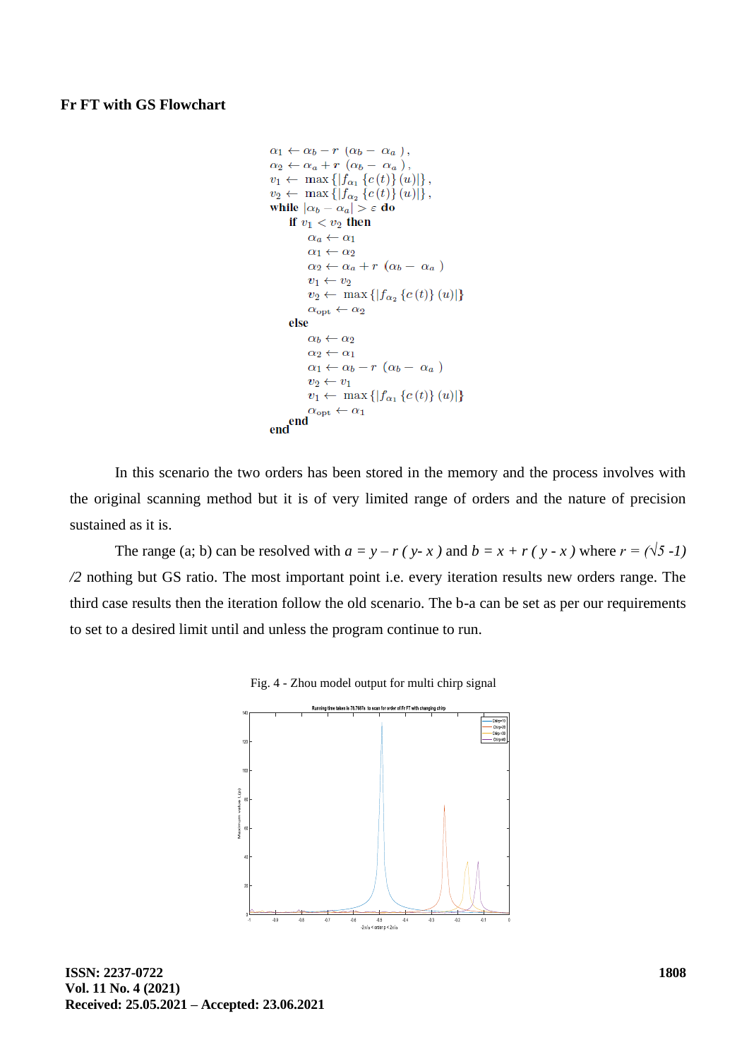**Fr FT with GS Flowchart**

$$
\begin{aligned}
&\alpha_1 \leftarrow \alpha_b - r\ (\alpha_b - \ \alpha_a\ ),\\
&\alpha_2 \leftarrow \alpha_a + r\ (\alpha_b - \ \alpha_a\ ),\\
&v_1 \leftarrow \ \max\{|f_{\alpha_1}\{c(t)\}(u)|\},\\
&v_2 \leftarrow \ \max\{|f_{\alpha_2}\{c(t)\}(u)|\},\\
&\textbf{while}\ |\alpha_b - \alpha_a| > \varepsilon\ \textbf{do}\\
&\quad \textbf{if}\ v_1 < v_2\ \textbf{then}\\
&\quad\quad \alpha_a \leftarrow \alpha_1\\
&\quad\quad \alpha_1 \leftarrow \alpha_2\\
&\quad\quad \alpha_2 \leftarrow \alpha_a + r\ (\alpha_b - \ \alpha_a\ )\\
&\quad\quad v_1 \leftarrow v_2\\
&\quad\quad v_2 \leftarrow \ \max\{|f_{\alpha_2}\{c(t)\}(u)|\}\\
&\quad\quad \alpha_{\text{opt}} \leftarrow \alpha_2\\
&\quad \textbf{else}\\
&\quad\quad \alpha_b \leftarrow \alpha_2\\
&\quad\quad \alpha_2 \leftarrow \alpha_1\\
&\quad\quad \alpha_1 \leftarrow \alpha_b - r\ (\alpha_b - \ \alpha_a\ )\\
&\quad\quad v_2 \leftarrow v_1\\
&\quad\quad v_1 \leftarrow \ \max\{|f_{\alpha_1}\{c(t)\}(u)|\}\\
&\quad\quad \alpha_{\text{opt}} \leftarrow \alpha_1\\
&\quad \textbf{end}\\
&\textbf{end}
\end{aligned}
$$

In this scenario the two orders has been stored in the memory and the process involves with the original scanning method but it is of very limited range of orders and the nature of precision sustained as it is.

The range (a; b) can be resolved with $a = y - r\ (y - x)$ and $b = x + r\ (y - x)$ where $r = (\sqrt{5} - 1)/2$ nothing but GS ratio. The most important point i.e. every iteration results new orders range. The third case results then the iteration follow the old scenario. The b-a can be set as per our requirements to set to a desired limit until and unless the program continue to run.

Fig. 4 - Zhou model output for multi chirp signal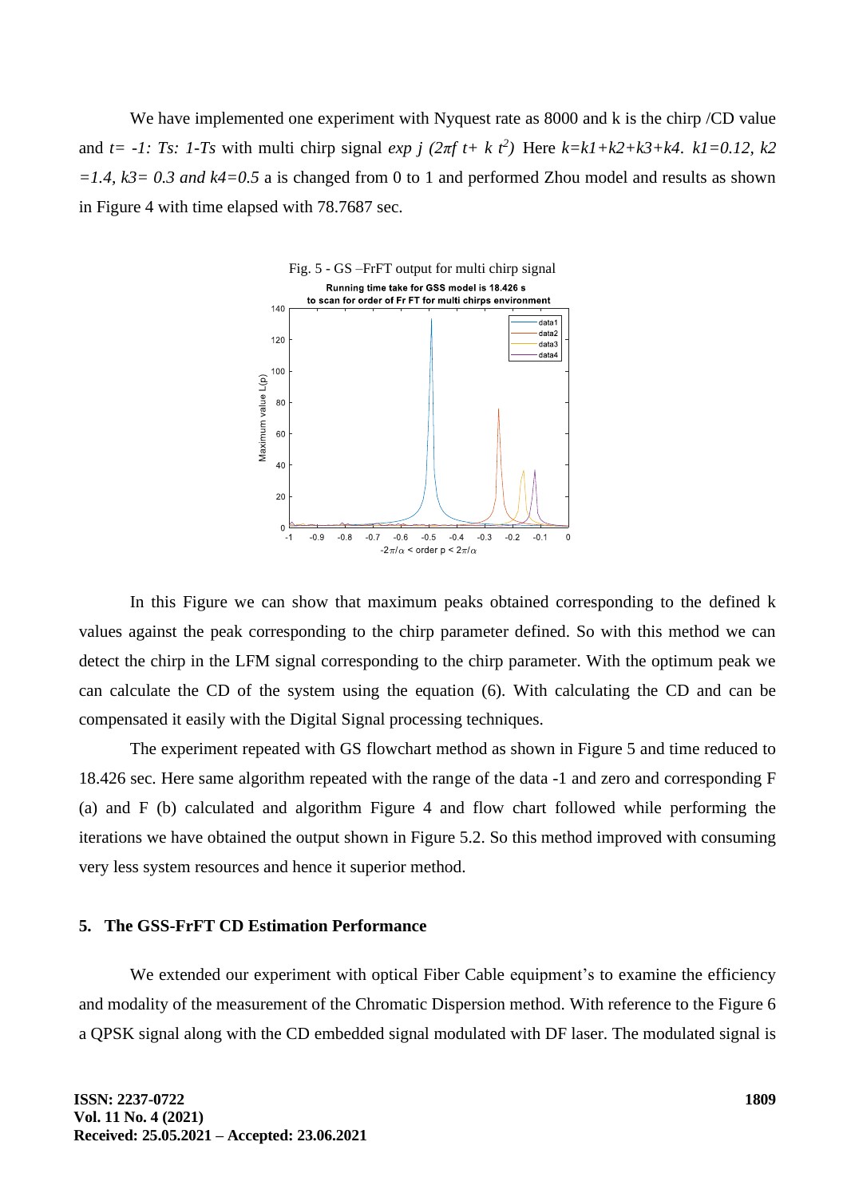We have implemented one experiment with Nyquest rate as 8000 and k is the chirp /CD value and $t= -1: Ts: 1-Ts$ with multi chirp signal $exp\ j\ (2\pi f\ t+\ k\ t^2)$ Here $k=k1+k2+k3+k4$. $k1=0.12$, $k2=1.4$, $k3= 0.3$ and $k4=0.5$ a is changed from 0 to 1 and performed Zhou model and results as shown in Figure 4 with time elapsed with 78.7687 sec.

Fig. 5 - GS –FrFT output for multi chirp signal

In this Figure we can show that maximum peaks obtained corresponding to the defined k values against the peak corresponding to the chirp parameter defined. So with this method we can detect the chirp in the LFM signal corresponding to the chirp parameter. With the optimum peak we can calculate the CD of the system using the equation (6). With calculating the CD and can be compensated it easily with the Digital Signal processing techniques.

The experiment repeated with GS flowchart method as shown in Figure 5 and time reduced to 18.426 sec. Here same algorithm repeated with the range of the data -1 and zero and corresponding F (a) and F (b) calculated and algorithm Figure 4 and flow chart followed while performing the iterations we have obtained the output shown in Figure 5.2. So this method improved with consuming very less system resources and hence it superior method.

## 5. The GSS-FrFT CD Estimation Performance

We extended our experiment with optical Fiber Cable equipment's to examine the efficiency and modality of the measurement of the Chromatic Dispersion method. With reference to the Figure 6 a QPSK signal along with the CD embedded signal modulated with DF laser. The modulated signal is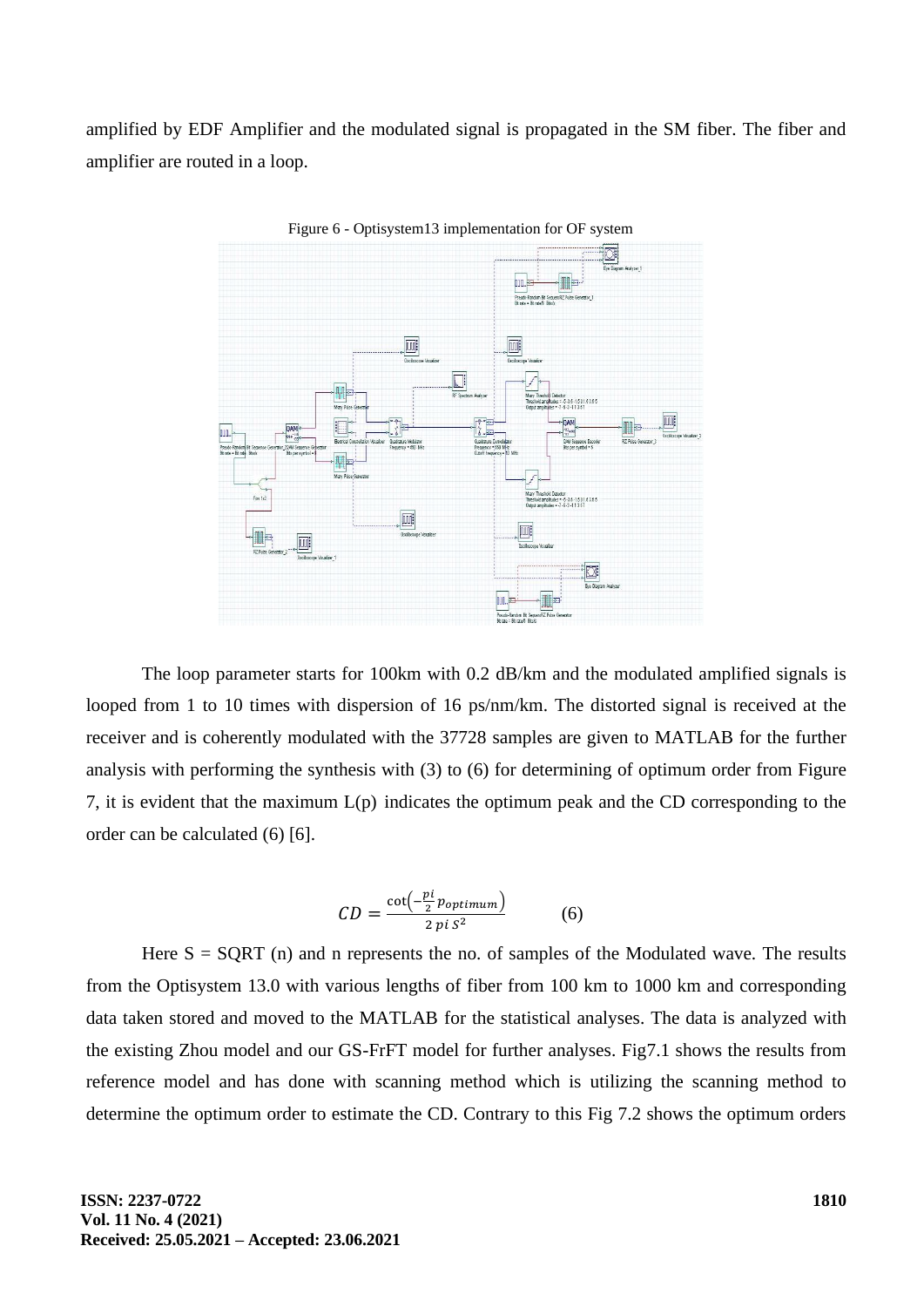amplified by EDF Amplifier and the modulated signal is propagated in the SM fiber. The fiber and amplifier are routed in a loop.

Figure 6 - Optisystem13 implementation for OF system

The loop parameter starts for 100km with 0.2 dB/km and the modulated amplified signals is looped from 1 to 10 times with dispersion of 16 ps/nm/km. The distorted signal is received at the receiver and is coherently modulated with the 37728 samples are given to MATLAB for the further analysis with performing the synthesis with (3) to (6) for determining of optimum order from Figure 7, it is evident that the maximum L(p) indicates the optimum peak and the CD corresponding to the order can be calculated (6) [6].

$$CD = \frac{\cot\left(-\frac{pi}{2}\, p_{optimum}\right)}{2\, pi\, S^2} \qquad (6)$$

Here S = SQRT (n) and n represents the no. of samples of the Modulated wave. The results from the Optisystem 13.0 with various lengths of fiber from 100 km to 1000 km and corresponding data taken stored and moved to the MATLAB for the statistical analyses. The data is analyzed with the existing Zhou model and our GS-FrFT model for further analyses. Fig7.1 shows the results from reference model and has done with scanning method which is utilizing the scanning method to determine the optimum order to estimate the CD. Contrary to this Fig 7.2 shows the optimum orders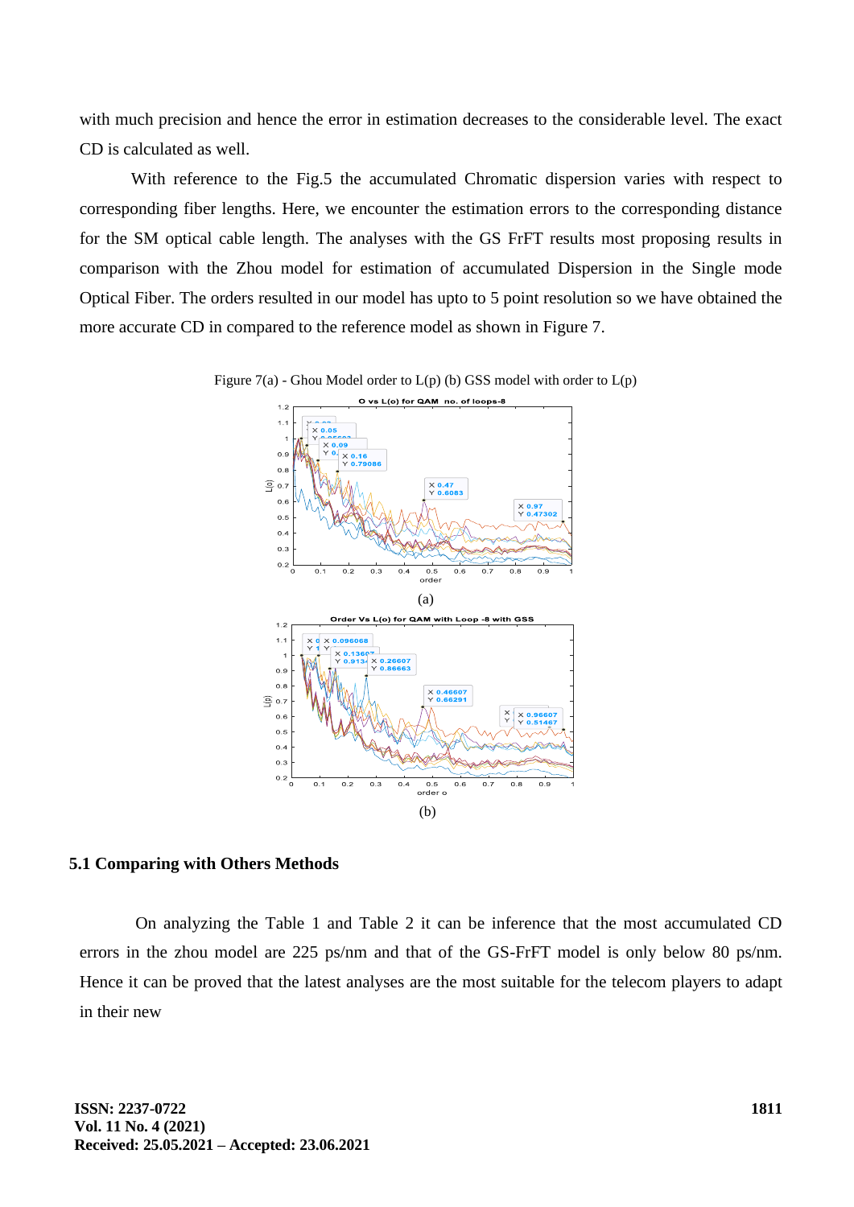with much precision and hence the error in estimation decreases to the considerable level. The exact CD is calculated as well.

With reference to the Fig.5 the accumulated Chromatic dispersion varies with respect to corresponding fiber lengths. Here, we encounter the estimation errors to the corresponding distance for the SM optical cable length. The analyses with the GS FrFT results most proposing results in comparison with the Zhou model for estimation of accumulated Dispersion in the Single mode Optical Fiber. The orders resulted in our model has upto to 5 point resolution so we have obtained the more accurate CD in compared to the reference model as shown in Figure 7.

Figure 7(a) - Ghou Model order to L(p) (b) GSS model with order to L(p)

(a)

(b)

### 5.1 Comparing with Others Methods

On analyzing the Table 1 and Table 2 it can be inference that the most accumulated CD errors in the zhou model are 225 ps/nm and that of the GS-FrFT model is only below 80 ps/nm. Hence it can be proved that the latest analyses are the most suitable for the telecom players to adapt in their new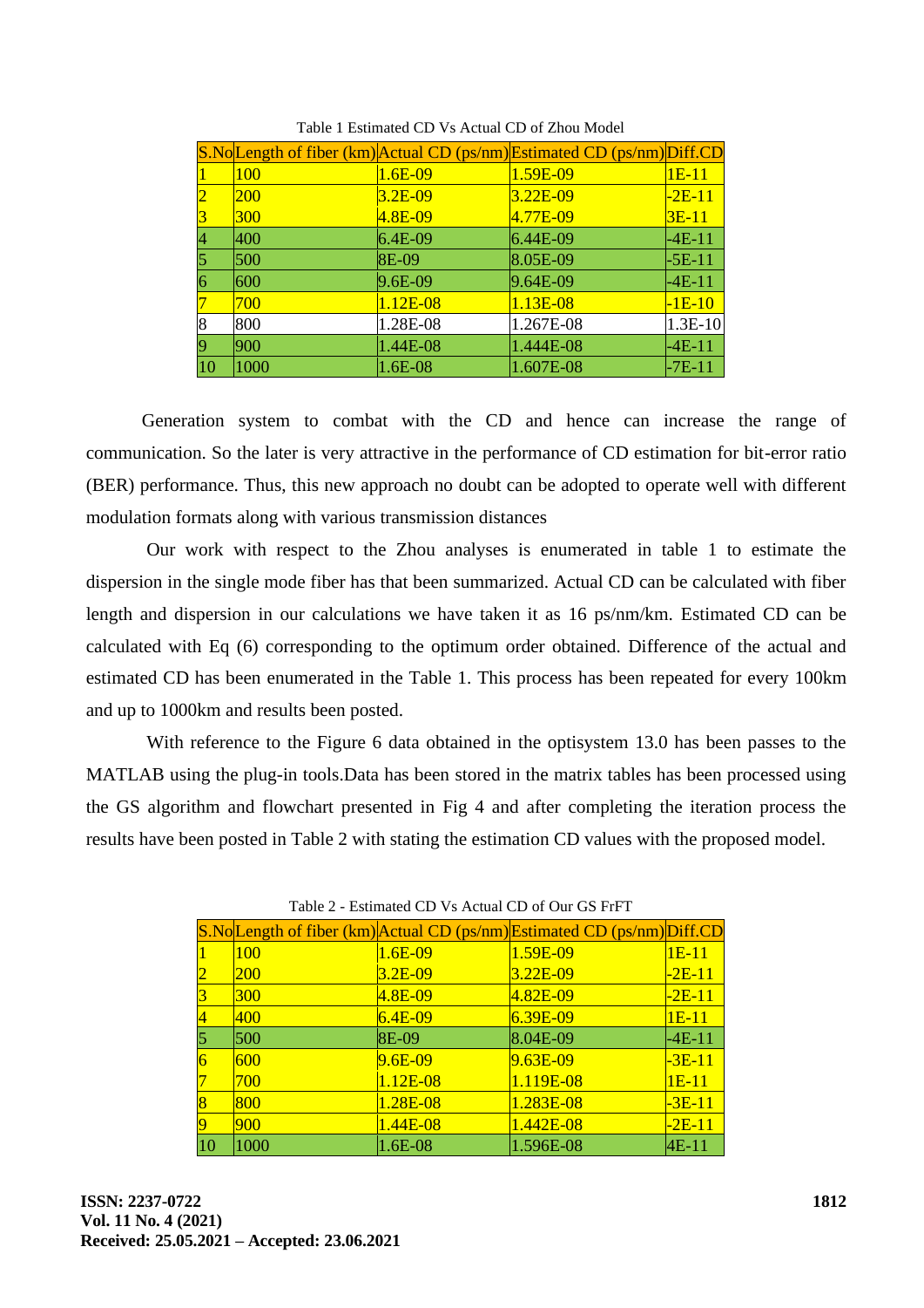Table 1 Estimated CD Vs Actual CD of Zhou Model

| S.No | Length of fiber (km) | Actual CD (ps/nm) | Estimated CD (ps/nm) | Diff.CD |
|---|---|---|---|---|
| 1 | 100 | 1.6E-09 | 1.59E-09 | 1E-11 |
| 2 | 200 | 3.2E-09 | 3.22E-09 | -2E-11 |
| 3 | 300 | 4.8E-09 | 4.77E-09 | 3E-11 |
| 4 | 400 | 6.4E-09 | 6.44E-09 | -4E-11 |
| 5 | 500 | 8E-09 | 8.05E-09 | -5E-11 |
| 6 | 600 | 9.6E-09 | 9.64E-09 | -4E-11 |
| 7 | 700 | 1.12E-08 | 1.13E-08 | -1E-10 |
| 8 | 800 | 1.28E-08 | 1.267E-08 | 1.3E-10 |
| 9 | 900 | 1.44E-08 | 1.444E-08 | -4E-11 |
| 10 | 1000 | 1.6E-08 | 1.607E-08 | -7E-11 |

Generation system to combat with the CD and hence can increase the range of communication. So the later is very attractive in the performance of CD estimation for bit-error ratio (BER) performance. Thus, this new approach no doubt can be adopted to operate well with different modulation formats along with various transmission distances

Our work with respect to the Zhou analyses is enumerated in table 1 to estimate the dispersion in the single mode fiber has that been summarized. Actual CD can be calculated with fiber length and dispersion in our calculations we have taken it as 16 ps/nm/km. Estimated CD can be calculated with Eq (6) corresponding to the optimum order obtained. Difference of the actual and estimated CD has been enumerated in the Table 1. This process has been repeated for every 100km and up to 1000km and results been posted.

With reference to the Figure 6 data obtained in the optisystem 13.0 has been passes to the MATLAB using the plug-in tools.Data has been stored in the matrix tables has been processed using the GS algorithm and flowchart presented in Fig 4 and after completing the iteration process the results have been posted in Table 2 with stating the estimation CD values with the proposed model.

Table 2 - Estimated CD Vs Actual CD of Our GS FrFT

| S.No | Length of fiber (km) | Actual CD (ps/nm) | Estimated CD (ps/nm) | Diff.CD |
|---|---|---|---|---|
| 1 | 100 | 1.6E-09 | 1.59E-09 | 1E-11 |
| 2 | 200 | 3.2E-09 | 3.22E-09 | -2E-11 |
| 3 | 300 | 4.8E-09 | 4.82E-09 | -2E-11 |
| 4 | 400 | 6.4E-09 | 6.39E-09 | 1E-11 |
| 5 | 500 | 8E-09 | 8.04E-09 | -4E-11 |
| 6 | 600 | 9.6E-09 | 9.63E-09 | -3E-11 |
| 7 | 700 | 1.12E-08 | 1.119E-08 | 1E-11 |
| 8 | 800 | 1.28E-08 | 1.283E-08 | -3E-11 |
| 9 | 900 | 1.44E-08 | 1.442E-08 | -2E-11 |
| 10 | 1000 | 1.6E-08 | 1.596E-08 | 4E-11 |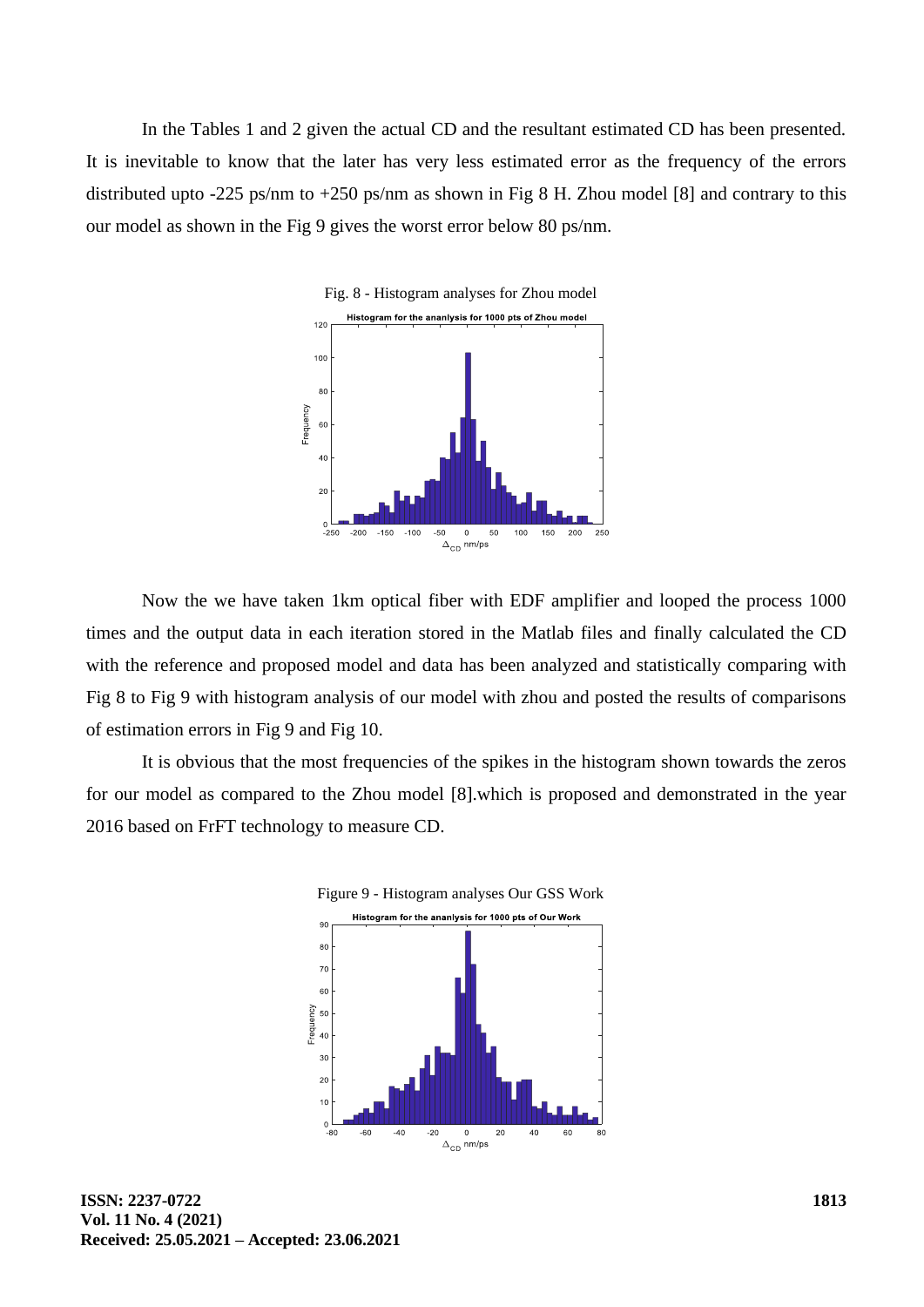In the Tables 1 and 2 given the actual CD and the resultant estimated CD has been presented. It is inevitable to know that the later has very less estimated error as the frequency of the errors distributed upto -225 ps/nm to +250 ps/nm as shown in Fig 8 H. Zhou model [8] and contrary to this our model as shown in the Fig 9 gives the worst error below 80 ps/nm.

Fig. 8 - Histogram analyses for Zhou model

Now the we have taken 1km optical fiber with EDF amplifier and looped the process 1000 times and the output data in each iteration stored in the Matlab files and finally calculated the CD with the reference and proposed model and data has been analyzed and statistically comparing with Fig 8 to Fig 9 with histogram analysis of our model with zhou and posted the results of comparisons of estimation errors in Fig 9 and Fig 10.

It is obvious that the most frequencies of the spikes in the histogram shown towards the zeros for our model as compared to the Zhou model [8].which is proposed and demonstrated in the year 2016 based on FrFT technology to measure CD.

Figure 9 - Histogram analyses Our GSS Work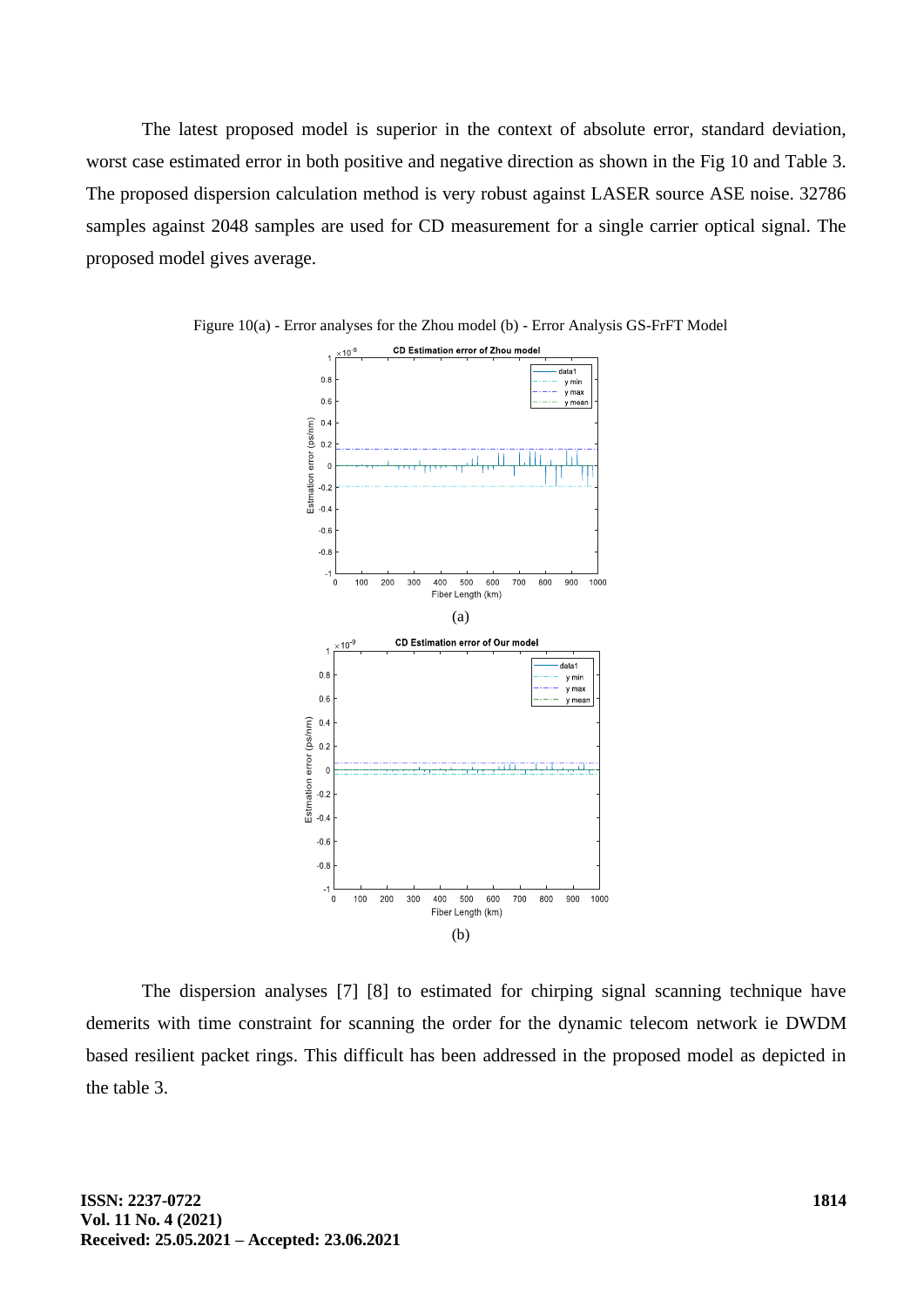The latest proposed model is superior in the context of absolute error, standard deviation, worst case estimated error in both positive and negative direction as shown in the Fig 10 and Table 3. The proposed dispersion calculation method is very robust against LASER source ASE noise. 32786 samples against 2048 samples are used for CD measurement for a single carrier optical signal. The proposed model gives average.

Figure 10(a) - Error analyses for the Zhou model (b) - Error Analysis GS-FrFT Model

(a)

(b)

The dispersion analyses [7] [8] to estimated for chirping signal scanning technique have demerits with time constraint for scanning the order for the dynamic telecom network ie DWDM based resilient packet rings. This difficult has been addressed in the proposed model as depicted in the table 3.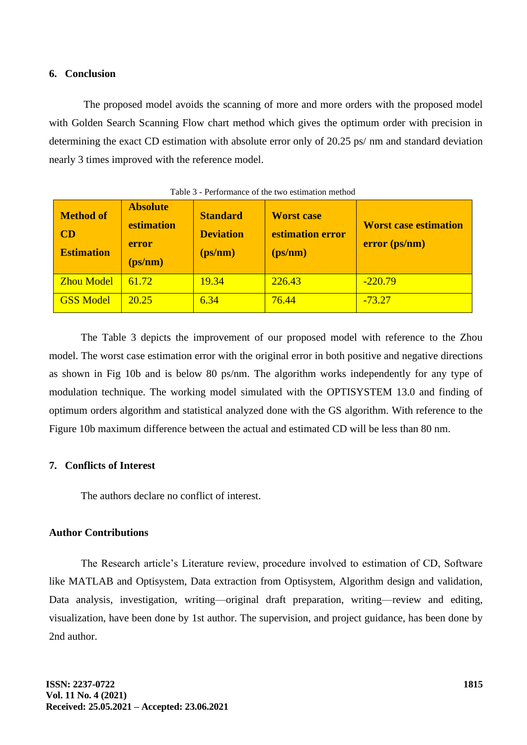## 6. Conclusion

The proposed model avoids the scanning of more and more orders with the proposed model with Golden Search Scanning Flow chart method which gives the optimum order with precision in determining the exact CD estimation with absolute error only of 20.25 ps/ nm and standard deviation nearly 3 times improved with the reference model.

Table 3 - Performance of the two estimation method

| Method of CD Estimation | Absolute estimation error (ps/nm) | Standard Deviation (ps/nm) | Worst case estimation error (ps/nm) | Worst case estimation error (ps/nm) |
|---|---|---|---|---|
| Zhou Model | 61.72 | 19.34 | 226.43 | -220.79 |
| GSS Model | 20.25 | 6.34 | 76.44 | -73.27 |

The Table 3 depicts the improvement of our proposed model with reference to the Zhou model. The worst case estimation error with the original error in both positive and negative directions as shown in Fig 10b and is below 80 ps/nm. The algorithm works independently for any type of modulation technique. The working model simulated with the OPTISYSTEM 13.0 and finding of optimum orders algorithm and statistical analyzed done with the GS algorithm. With reference to the Figure 10b maximum difference between the actual and estimated CD will be less than 80 nm.

## 7. Conflicts of Interest

The authors declare no conflict of interest.

### Author Contributions

The Research article's Literature review, procedure involved to estimation of CD, Software like MATLAB and Optisystem, Data extraction from Optisystem, Algorithm design and validation, Data analysis, investigation, writing—original draft preparation, writing—review and editing, visualization, have been done by 1st author. The supervision, and project guidance, has been done by 2nd author.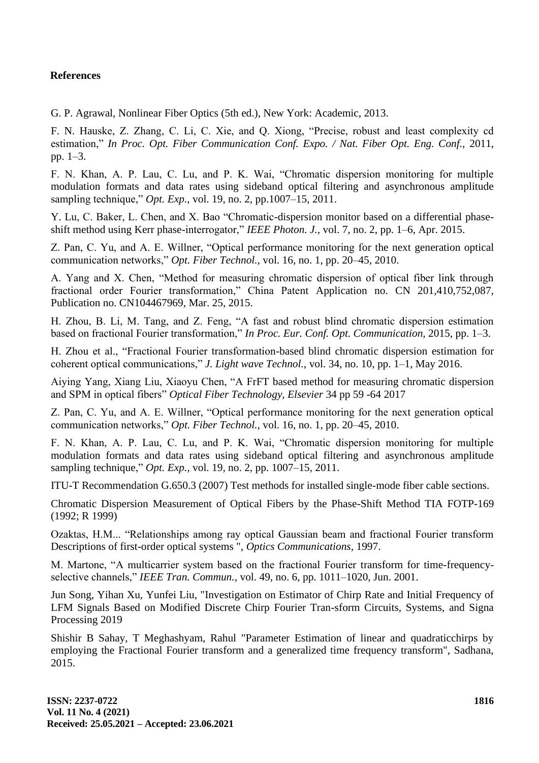## References

G. P. Agrawal, Nonlinear Fiber Optics (5th ed.), New York: Academic, 2013.

F. N. Hauske, Z. Zhang, C. Li, C. Xie, and Q. Xiong, "Precise, robust and least complexity cd estimation," *In Proc. Opt. Fiber Communication Conf. Expo. / Nat. Fiber Opt. Eng. Conf.,* 2011, pp. 1–3.

F. N. Khan, A. P. Lau, C. Lu, and P. K. Wai, "Chromatic dispersion monitoring for multiple modulation formats and data rates using sideband optical filtering and asynchronous amplitude sampling technique," *Opt. Exp.,* vol. 19, no. 2, pp.1007–15, 2011.

Y. Lu, C. Baker, L. Chen, and X. Bao "Chromatic-dispersion monitor based on a differential phase-shift method using Kerr phase-interrogator," *IEEE Photon. J.,* vol. 7, no. 2, pp. 1–6, Apr. 2015.

Z. Pan, C. Yu, and A. E. Willner, "Optical performance monitoring for the next generation optical communication networks," *Opt. Fiber Technol.,* vol. 16, no. 1, pp. 20–45, 2010.

A. Yang and X. Chen, "Method for measuring chromatic dispersion of optical fiber link through fractional order Fourier transformation," China Patent Application no. CN 201,410,752,087, Publication no. CN104467969, Mar. 25, 2015.

H. Zhou, B. Li, M. Tang, and Z. Feng, "A fast and robust blind chromatic dispersion estimation based on fractional Fourier transformation," *In Proc. Eur. Conf. Opt. Communication,* 2015, pp. 1–3.

H. Zhou et al., "Fractional Fourier transformation-based blind chromatic dispersion estimation for coherent optical communications," *J. Light wave Technol.,* vol. 34, no. 10, pp. 1–1, May 2016.

Aiying Yang, Xiang Liu, Xiaoyu Chen, "A FrFT based method for measuring chromatic dispersion and SPM in optical fibers" *Optical Fiber Technology, Elsevier* 34 pp 59 -64 2017

Z. Pan, C. Yu, and A. E. Willner, "Optical performance monitoring for the next generation optical communication networks," *Opt. Fiber Technol.,* vol. 16, no. 1, pp. 20–45, 2010.

F. N. Khan, A. P. Lau, C. Lu, and P. K. Wai, "Chromatic dispersion monitoring for multiple modulation formats and data rates using sideband optical filtering and asynchronous amplitude sampling technique," *Opt. Exp.,* vol. 19, no. 2, pp. 1007–15, 2011.

ITU-T Recommendation G.650.3 (2007) Test methods for installed single-mode fiber cable sections.

Chromatic Dispersion Measurement of Optical Fibers by the Phase-Shift Method TIA FOTP-169 (1992; R 1999)

Ozaktas, H.M... "Relationships among ray optical Gaussian beam and fractional Fourier transform Descriptions of first-order optical systems ", *Optics Communications,* 1997.

M. Martone, "A multicarrier system based on the fractional Fourier transform for time-frequency-selective channels," *IEEE Tran. Commun.,* vol. 49, no. 6, pp. 1011–1020, Jun. 2001.

Jun Song, Yihan Xu, Yunfei Liu, "Investigation on Estimator of Chirp Rate and Initial Frequency of LFM Signals Based on Modified Discrete Chirp Fourier Tran-sform Circuits, Systems, and Signa Processing 2019

Shishir B Sahay, T Meghashyam, Rahul "Parameter Estimation of linear and quadraticchirps by employing the Fractional Fourier transform and a generalized time frequency transform", Sadhana, 2015.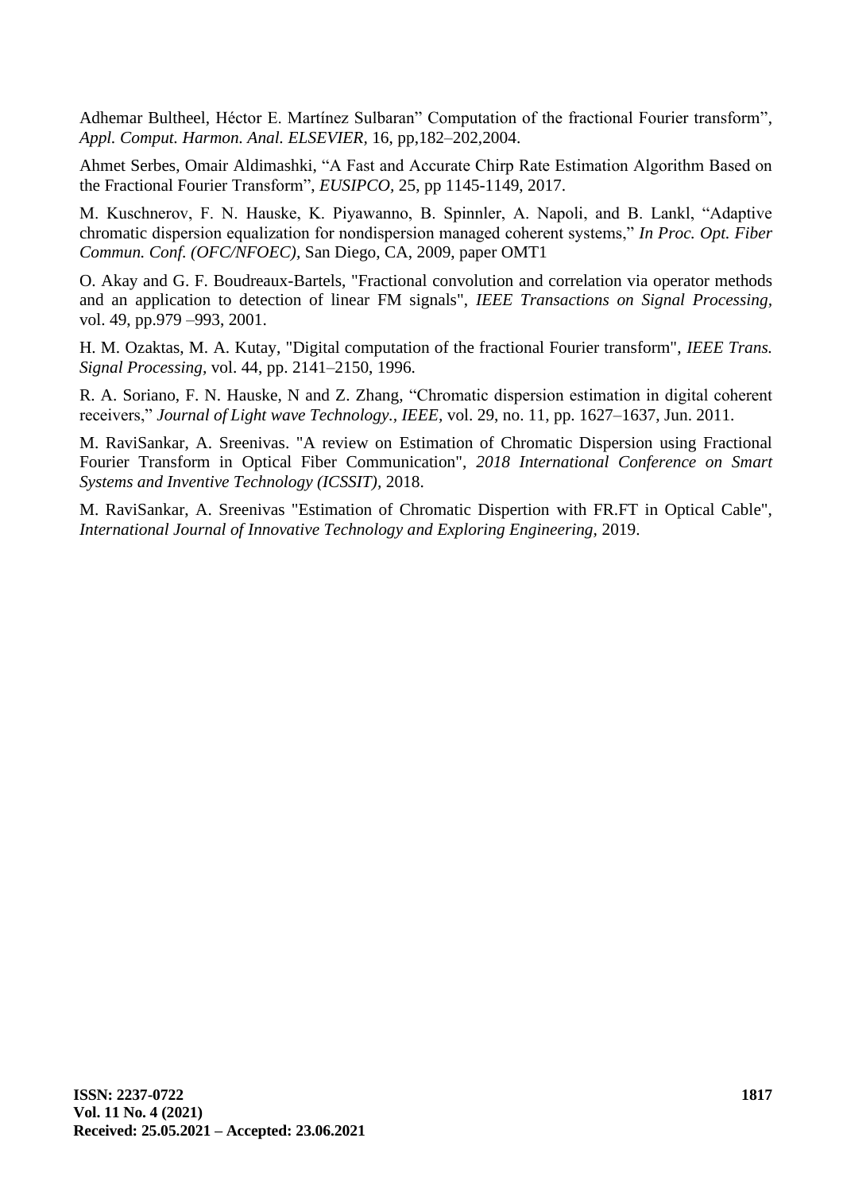Adhemar Bultheel, Héctor E. Martínez Sulbaran” Computation of the fractional Fourier transform”, *Appl. Comput. Harmon. Anal. ELSEVIER,* 16, pp,182–202,2004.

Ahmet Serbes, Omair Aldimashki, “A Fast and Accurate Chirp Rate Estimation Algorithm Based on the Fractional Fourier Transform”, *EUSIPCO,* 25, pp 1145-1149, 2017.

M. Kuschnerov, F. N. Hauske, K. Piyawanno, B. Spinnler, A. Napoli, and B. Lankl, “Adaptive chromatic dispersion equalization for nondispersion managed coherent systems,” *In Proc. Opt. Fiber Commun. Conf. (OFC/NFOEC),* San Diego, CA, 2009, paper OMT1

O. Akay and G. F. Boudreaux-Bartels, "Fractional convolution and correlation via operator methods and an application to detection of linear FM signals", *IEEE Transactions on Signal Processing,* vol. 49, pp.979 –993, 2001.

H. M. Ozaktas, M. A. Kutay, "Digital computation of the fractional Fourier transform", *IEEE Trans. Signal Processing,* vol. 44, pp. 2141–2150, 1996.

R. A. Soriano, F. N. Hauske, N and Z. Zhang, “Chromatic dispersion estimation in digital coherent receivers,” *Journal of Light wave Technology., IEEE,* vol. 29, no. 11, pp. 1627–1637, Jun. 2011.

M. RaviSankar, A. Sreenivas. "A review on Estimation of Chromatic Dispersion using Fractional Fourier Transform in Optical Fiber Communication", *2018 International Conference on Smart Systems and Inventive Technology (ICSSIT),* 2018.

M. RaviSankar, A. Sreenivas "Estimation of Chromatic Dispertion with FR.FT in Optical Cable", *International Journal of Innovative Technology and Exploring Engineering,* 2019.